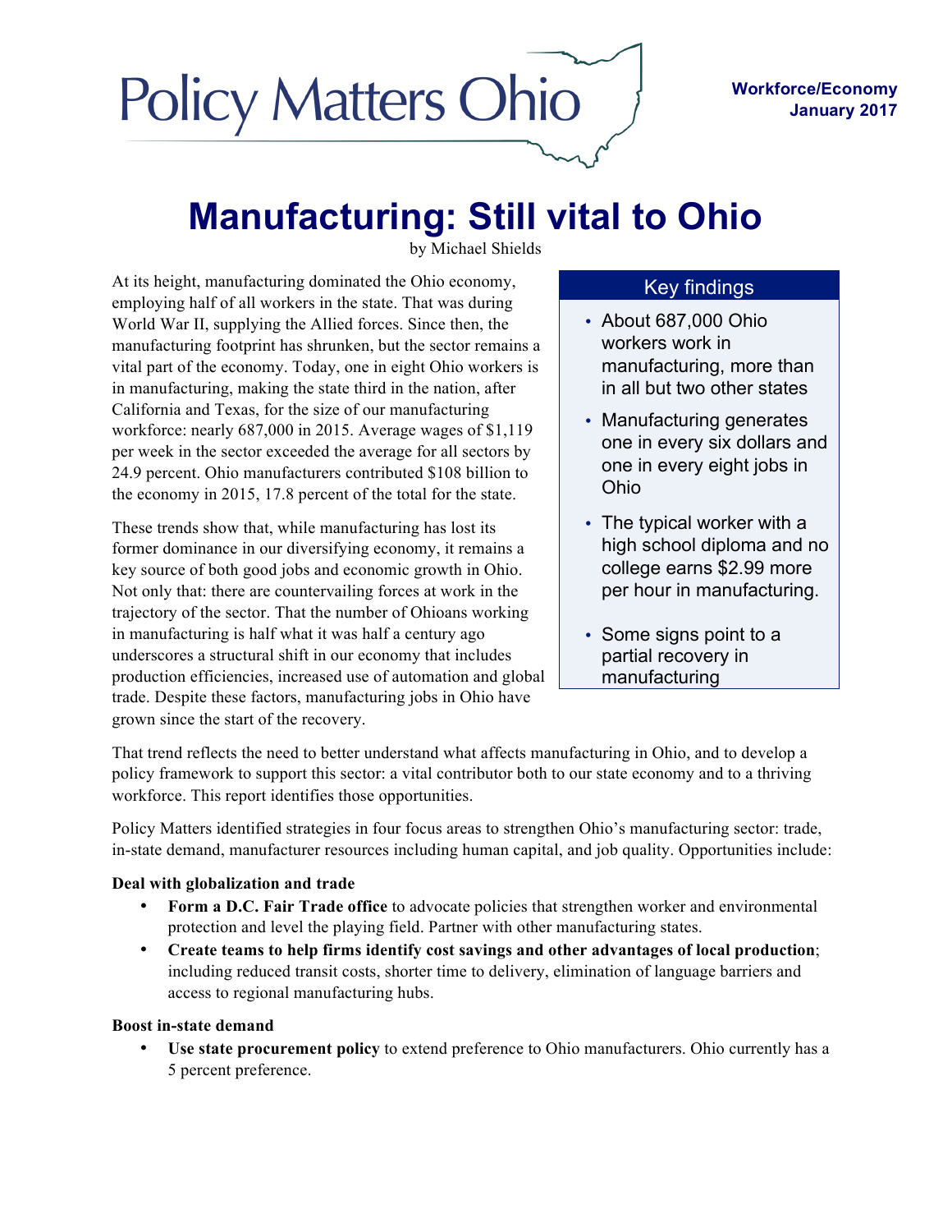Policy Matters Ohio

**Workforce/Economy**
**January 2017**

# Manufacturing: Still vital to Ohio

by Michael Shields

At its height, manufacturing dominated the Ohio economy, employing half of all workers in the state. That was during World War II, supplying the Allied forces. Since then, the manufacturing footprint has shrunken, but the sector remains a vital part of the economy. Today, one in eight Ohio workers is in manufacturing, making the state third in the nation, after California and Texas, for the size of our manufacturing workforce: nearly 687,000 in 2015. Average wages of $1,119 per week in the sector exceeded the average for all sectors by 24.9 percent. Ohio manufacturers contributed $108 billion to the economy in 2015, 17.8 percent of the total for the state.

These trends show that, while manufacturing has lost its former dominance in our diversifying economy, it remains a key source of both good jobs and economic growth in Ohio. Not only that: there are countervailing forces at work in the trajectory of the sector. That the number of Ohioans working in manufacturing is half what it was half a century ago underscores a structural shift in our economy that includes production efficiencies, increased use of automation and global trade. Despite these factors, manufacturing jobs in Ohio have grown since the start of the recovery.

## Key findings

- About 687,000 Ohio workers work in manufacturing, more than in all but two other states
- Manufacturing generates one in every six dollars and one in every eight jobs in Ohio
- The typical worker with a high school diploma and no college earns $2.99 more per hour in manufacturing.
- Some signs point to a partial recovery in manufacturing

That trend reflects the need to better understand what affects manufacturing in Ohio, and to develop a policy framework to support this sector: a vital contributor both to our state economy and to a thriving workforce. This report identifies those opportunities.

Policy Matters identified strategies in four focus areas to strengthen Ohio's manufacturing sector: trade, in-state demand, manufacturer resources including human capital, and job quality. Opportunities include:

**Deal with globalization and trade**

- **Form a D.C. Fair Trade office** to advocate policies that strengthen worker and environmental protection and level the playing field. Partner with other manufacturing states.
- **Create teams to help firms identify cost savings and other advantages of local production**; including reduced transit costs, shorter time to delivery, elimination of language barriers and access to regional manufacturing hubs.

**Boost in-state demand**

- **Use state procurement policy** to extend preference to Ohio manufacturers. Ohio currently has a 5 percent preference.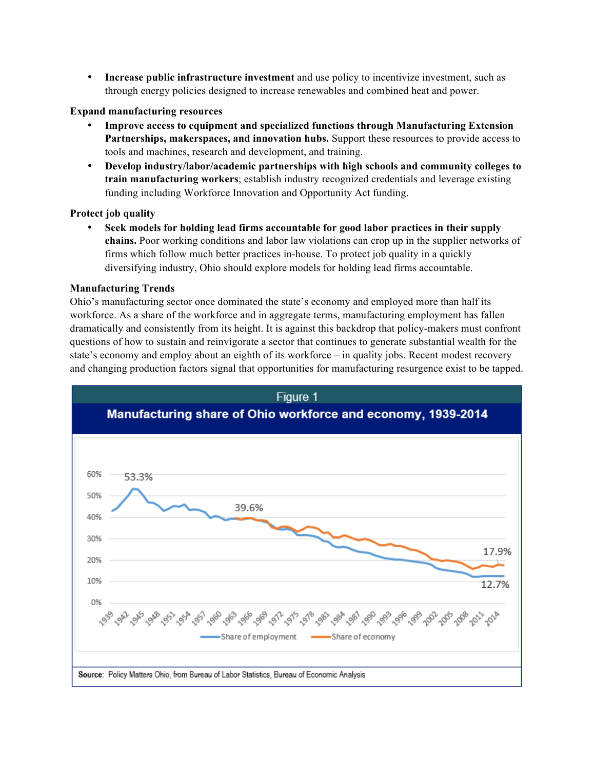- **Increase public infrastructure investment** and use policy to incentivize investment, such as through energy policies designed to increase renewables and combined heat and power.

**Expand manufacturing resources**

- **Improve access to equipment and specialized functions through Manufacturing Extension Partnerships, makerspaces, and innovation hubs.** Support these resources to provide access to tools and machines, research and development, and training.
- **Develop industry/labor/academic partnerships with high schools and community colleges to train manufacturing workers**; establish industry recognized credentials and leverage existing funding including Workforce Innovation and Opportunity Act funding.

**Protect job quality**

- **Seek models for holding lead firms accountable for good labor practices in their supply chains.** Poor working conditions and labor law violations can crop up in the supplier networks of firms which follow much better practices in-house. To protect job quality in a quickly diversifying industry, Ohio should explore models for holding lead firms accountable.

**Manufacturing Trends**

Ohio's manufacturing sector once dominated the state's economy and employed more than half its workforce. As a share of the workforce and in aggregate terms, manufacturing employment has fallen dramatically and consistently from its height. It is against this backdrop that policy-makers must confront questions of how to sustain and reinvigorate a sector that continues to generate substantial wealth for the state's economy and employ about an eighth of its workforce – in quality jobs. Recent modest recovery and changing production factors signal that opportunities for manufacturing resurgence exist to be tapped.

Figure 1

**Manufacturing share of Ohio workforce and economy, 1939-2014**

60%
50%
40%
30%
20%
10%
0%

53.3%
39.6%
17.9%
12.7%

1939 1942 1945 1948 1951 1954 1957 1960 1963 1966 1969 1972 1975 1978 1981 1984 1987 1990 1993 1996 1999 2002 2005 2008 2011 2014

Share of employment
Share of economy

**Source:** Policy Matters Ohio, from Bureau of Labor Statistics, Bureau of Economic Analysis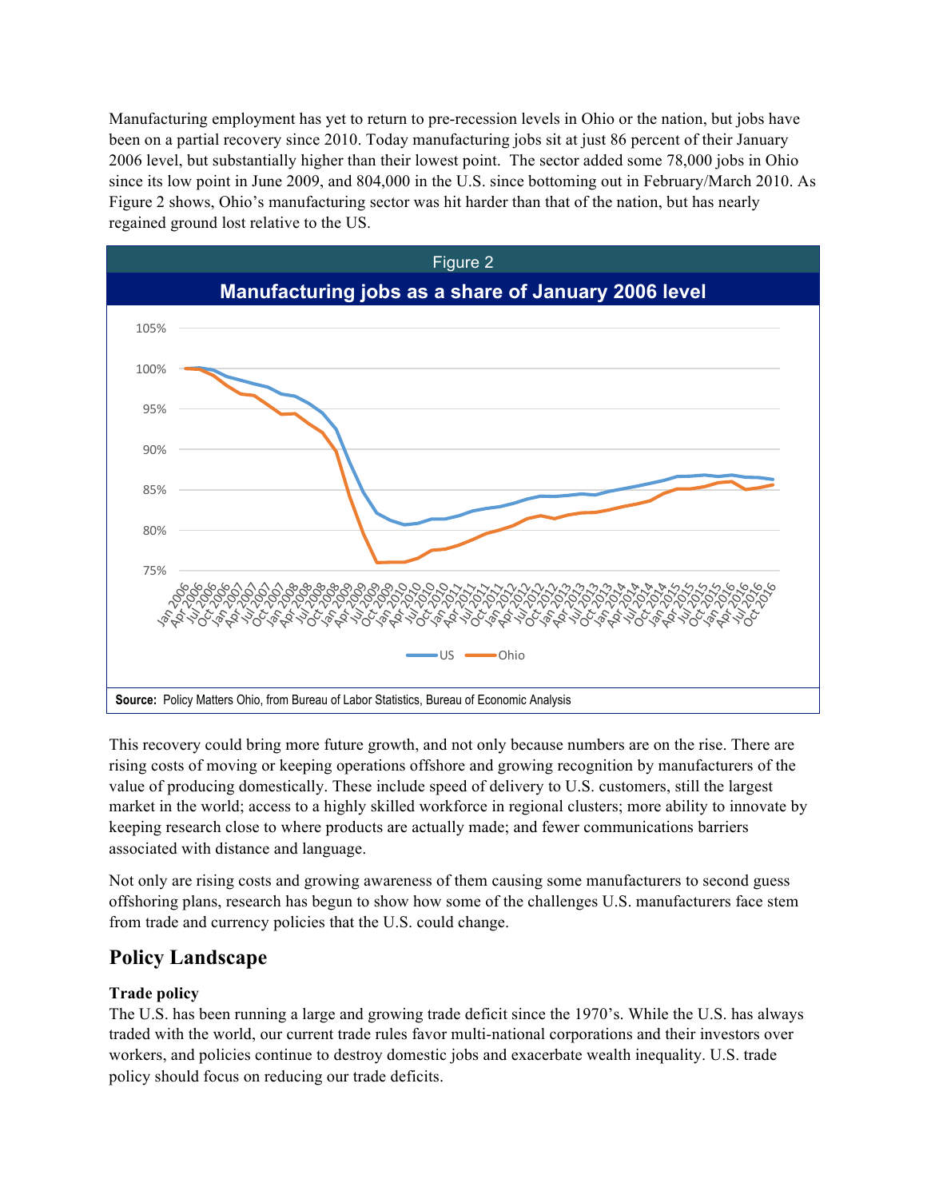Manufacturing employment has yet to return to pre-recession levels in Ohio or the nation, but jobs have been on a partial recovery since 2010. Today manufacturing jobs sit at just 86 percent of their January 2006 level, but substantially higher than their lowest point. The sector added some 78,000 jobs in Ohio since its low point in June 2009, and 804,000 in the U.S. since bottoming out in February/March 2010. As Figure 2 shows, Ohio's manufacturing sector was hit harder than that of the nation, but has nearly regained ground lost relative to the US.

Figure 2

**Manufacturing jobs as a share of January 2006 level**

105%
100%
95%
90%
85%
80%
75%

Jan 2006, Apr 2006, Jul 2006, Oct 2006, Jan 2007, Apr 2007, Jul 2007, Oct 2007, Jan 2008, Apr 2008, Jul 2008, Oct 2008, Jan 2009, Apr 2009, Jul 2009, Oct 2009, Jan 2010, Apr 2010, Jul 2010, Oct 2010, Jan 2011, Apr 2011, Jul 2011, Oct 2011, Jan 2012, Apr 2012, Jul 2012, Oct 2012, Jan 2013, Apr 2013, Jul 2013, Oct 2013, Jan 2014, Apr 2014, Jul 2014, Oct 2014, Jan 2015, Apr 2015, Jul 2015, Oct 2015, Jan 2016, Apr 2016, Jul 2016, Oct 2016

US
Ohio

**Source:** Policy Matters Ohio, from Bureau of Labor Statistics, Bureau of Economic Analysis

This recovery could bring more future growth, and not only because numbers are on the rise. There are rising costs of moving or keeping operations offshore and growing recognition by manufacturers of the value of producing domestically. These include speed of delivery to U.S. customers, still the largest market in the world; access to a highly skilled workforce in regional clusters; more ability to innovate by keeping research close to where products are actually made; and fewer communications barriers associated with distance and language.

Not only are rising costs and growing awareness of them causing some manufacturers to second guess offshoring plans, research has begun to show how some of the challenges U.S. manufacturers face stem from trade and currency policies that the U.S. could change.

## Policy Landscape

### Trade policy

The U.S. has been running a large and growing trade deficit since the 1970's. While the U.S. has always traded with the world, our current trade rules favor multi-national corporations and their investors over workers, and policies continue to destroy domestic jobs and exacerbate wealth inequality. U.S. trade policy should focus on reducing our trade deficits.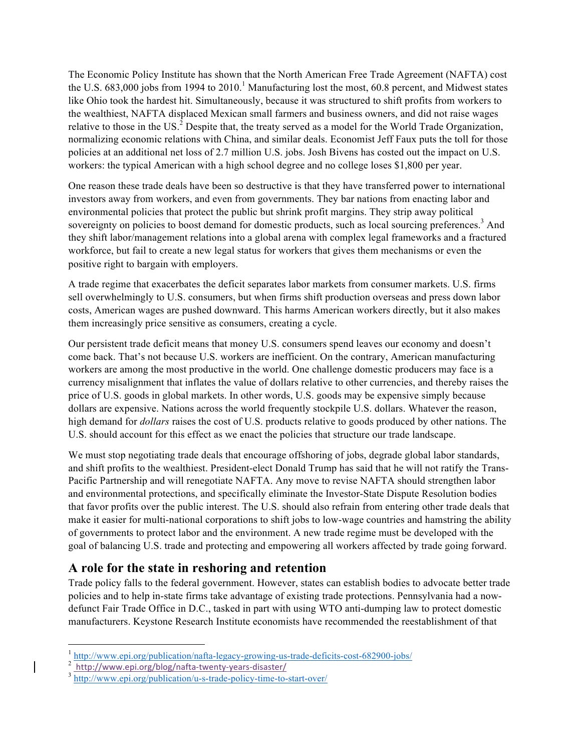The Economic Policy Institute has shown that the North American Free Trade Agreement (NAFTA) cost the U.S. 683,000 jobs from 1994 to 2010.[1] Manufacturing lost the most, 60.8 percent, and Midwest states like Ohio took the hardest hit. Simultaneously, because it was structured to shift profits from workers to the wealthiest, NAFTA displaced Mexican small farmers and business owners, and did not raise wages relative to those in the US.[2] Despite that, the treaty served as a model for the World Trade Organization, normalizing economic relations with China, and similar deals. Economist Jeff Faux puts the toll for those policies at an additional net loss of 2.7 million U.S. jobs. Josh Bivens has costed out the impact on U.S. workers: the typical American with a high school degree and no college loses $1,800 per year.

One reason these trade deals have been so destructive is that they have transferred power to international investors away from workers, and even from governments. They bar nations from enacting labor and environmental policies that protect the public but shrink profit margins. They strip away political sovereignty on policies to boost demand for domestic products, such as local sourcing preferences.[3] And they shift labor/management relations into a global arena with complex legal frameworks and a fractured workforce, but fail to create a new legal status for workers that gives them mechanisms or even the positive right to bargain with employers.

A trade regime that exacerbates the deficit separates labor markets from consumer markets. U.S. firms sell overwhelmingly to U.S. consumers, but when firms shift production overseas and press down labor costs, American wages are pushed downward. This harms American workers directly, but it also makes them increasingly price sensitive as consumers, creating a cycle.

Our persistent trade deficit means that money U.S. consumers spend leaves our economy and doesn't come back. That's not because U.S. workers are inefficient. On the contrary, American manufacturing workers are among the most productive in the world. One challenge domestic producers may face is a currency misalignment that inflates the value of dollars relative to other currencies, and thereby raises the price of U.S. goods in global markets. In other words, U.S. goods may be expensive simply because dollars are expensive. Nations across the world frequently stockpile U.S. dollars. Whatever the reason, high demand for *dollars* raises the cost of U.S. products relative to goods produced by other nations. The U.S. should account for this effect as we enact the policies that structure our trade landscape.

We must stop negotiating trade deals that encourage offshoring of jobs, degrade global labor standards, and shift profits to the wealthiest. President-elect Donald Trump has said that he will not ratify the Trans-Pacific Partnership and will renegotiate NAFTA. Any move to revise NAFTA should strengthen labor and environmental protections, and specifically eliminate the Investor-State Dispute Resolution bodies that favor profits over the public interest. The U.S. should also refrain from entering other trade deals that make it easier for multi-national corporations to shift jobs to low-wage countries and hamstring the ability of governments to protect labor and the environment. A new trade regime must be developed with the goal of balancing U.S. trade and protecting and empowering all workers affected by trade going forward.

## A role for the state in reshoring and retention

Trade policy falls to the federal government. However, states can establish bodies to advocate better trade policies and to help in-state firms take advantage of existing trade protections. Pennsylvania had a now-defunct Fair Trade Office in D.C., tasked in part with using WTO anti-dumping law to protect domestic manufacturers. Keystone Research Institute economists have recommended the reestablishment of that

---

[1] http://www.epi.org/publication/nafta-legacy-growing-us-trade-deficits-cost-682900-jobs/

[2] http://www.epi.org/blog/nafta-twenty-years-disaster/

[3] http://www.epi.org/publication/u-s-trade-policy-time-to-start-over/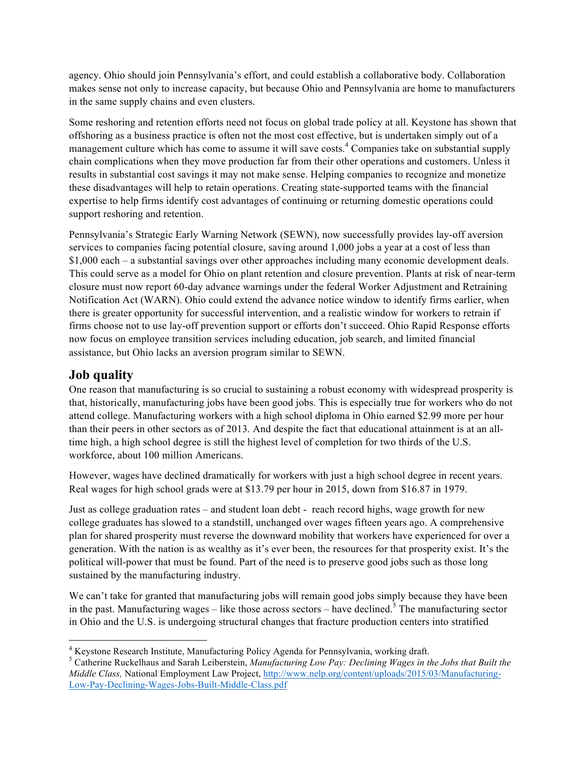agency. Ohio should join Pennsylvania's effort, and could establish a collaborative body. Collaboration makes sense not only to increase capacity, but because Ohio and Pennsylvania are home to manufacturers in the same supply chains and even clusters.

Some reshoring and retention efforts need not focus on global trade policy at all. Keystone has shown that offshoring as a business practice is often not the most cost effective, but is undertaken simply out of a management culture which has come to assume it will save costs.[4] Companies take on substantial supply chain complications when they move production far from their other operations and customers. Unless it results in substantial cost savings it may not make sense. Helping companies to recognize and monetize these disadvantages will help to retain operations. Creating state-supported teams with the financial expertise to help firms identify cost advantages of continuing or returning domestic operations could support reshoring and retention.

Pennsylvania's Strategic Early Warning Network (SEWN), now successfully provides lay-off aversion services to companies facing potential closure, saving around 1,000 jobs a year at a cost of less than $1,000 each – a substantial savings over other approaches including many economic development deals. This could serve as a model for Ohio on plant retention and closure prevention. Plants at risk of near-term closure must now report 60-day advance warnings under the federal Worker Adjustment and Retraining Notification Act (WARN). Ohio could extend the advance notice window to identify firms earlier, when there is greater opportunity for successful intervention, and a realistic window for workers to retrain if firms choose not to use lay-off prevention support or efforts don't succeed. Ohio Rapid Response efforts now focus on employee transition services including education, job search, and limited financial assistance, but Ohio lacks an aversion program similar to SEWN.

## Job quality

One reason that manufacturing is so crucial to sustaining a robust economy with widespread prosperity is that, historically, manufacturing jobs have been good jobs. This is especially true for workers who do not attend college. Manufacturing workers with a high school diploma in Ohio earned $2.99 more per hour than their peers in other sectors as of 2013. And despite the fact that educational attainment is at an all-time high, a high school degree is still the highest level of completion for two thirds of the U.S. workforce, about 100 million Americans.

However, wages have declined dramatically for workers with just a high school degree in recent years. Real wages for high school grads were at $13.79 per hour in 2015, down from $16.87 in 1979.

Just as college graduation rates – and student loan debt - reach record highs, wage growth for new college graduates has slowed to a standstill, unchanged over wages fifteen years ago. A comprehensive plan for shared prosperity must reverse the downward mobility that workers have experienced for over a generation. With the nation is as wealthy as it's ever been, the resources for that prosperity exist. It's the political will-power that must be found. Part of the need is to preserve good jobs such as those long sustained by the manufacturing industry.

We can't take for granted that manufacturing jobs will remain good jobs simply because they have been in the past. Manufacturing wages – like those across sectors – have declined.[5] The manufacturing sector in Ohio and the U.S. is undergoing structural changes that fracture production centers into stratified

---

[4] Keystone Research Institute, Manufacturing Policy Agenda for Pennsylvania, working draft.

[5] Catherine Ruckelhaus and Sarah Leiberstein, *Manufacturing Low Pay: Declining Wages in the Jobs that Built the Middle Class,* National Employment Law Project, http://www.nelp.org/content/uploads/2015/03/Manufacturing-Low-Pay-Declining-Wages-Jobs-Built-Middle-Class.pdf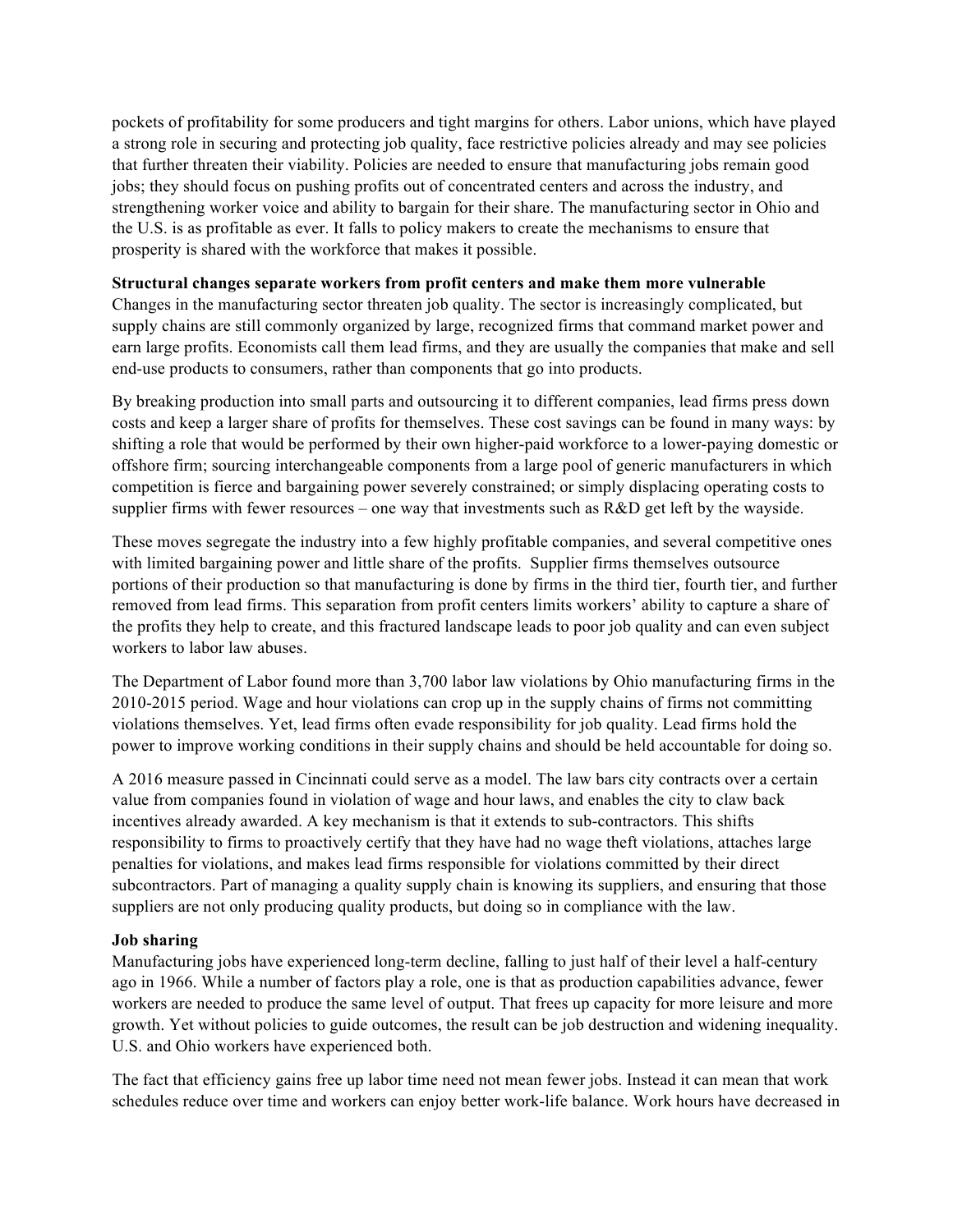pockets of profitability for some producers and tight margins for others. Labor unions, which have played a strong role in securing and protecting job quality, face restrictive policies already and may see policies that further threaten their viability. Policies are needed to ensure that manufacturing jobs remain good jobs; they should focus on pushing profits out of concentrated centers and across the industry, and strengthening worker voice and ability to bargain for their share. The manufacturing sector in Ohio and the U.S. is as profitable as ever. It falls to policy makers to create the mechanisms to ensure that prosperity is shared with the workforce that makes it possible.

**Structural changes separate workers from profit centers and make them more vulnerable**

Changes in the manufacturing sector threaten job quality. The sector is increasingly complicated, but supply chains are still commonly organized by large, recognized firms that command market power and earn large profits. Economists call them lead firms, and they are usually the companies that make and sell end-use products to consumers, rather than components that go into products.

By breaking production into small parts and outsourcing it to different companies, lead firms press down costs and keep a larger share of profits for themselves. These cost savings can be found in many ways: by shifting a role that would be performed by their own higher-paid workforce to a lower-paying domestic or offshore firm; sourcing interchangeable components from a large pool of generic manufacturers in which competition is fierce and bargaining power severely constrained; or simply displacing operating costs to supplier firms with fewer resources – one way that investments such as R&D get left by the wayside.

These moves segregate the industry into a few highly profitable companies, and several competitive ones with limited bargaining power and little share of the profits. Supplier firms themselves outsource portions of their production so that manufacturing is done by firms in the third tier, fourth tier, and further removed from lead firms. This separation from profit centers limits workers' ability to capture a share of the profits they help to create, and this fractured landscape leads to poor job quality and can even subject workers to labor law abuses.

The Department of Labor found more than 3,700 labor law violations by Ohio manufacturing firms in the 2010-2015 period. Wage and hour violations can crop up in the supply chains of firms not committing violations themselves. Yet, lead firms often evade responsibility for job quality. Lead firms hold the power to improve working conditions in their supply chains and should be held accountable for doing so.

A 2016 measure passed in Cincinnati could serve as a model. The law bars city contracts over a certain value from companies found in violation of wage and hour laws, and enables the city to claw back incentives already awarded. A key mechanism is that it extends to sub-contractors. This shifts responsibility to firms to proactively certify that they have had no wage theft violations, attaches large penalties for violations, and makes lead firms responsible for violations committed by their direct subcontractors. Part of managing a quality supply chain is knowing its suppliers, and ensuring that those suppliers are not only producing quality products, but doing so in compliance with the law.

**Job sharing**

Manufacturing jobs have experienced long-term decline, falling to just half of their level a half-century ago in 1966. While a number of factors play a role, one is that as production capabilities advance, fewer workers are needed to produce the same level of output. That frees up capacity for more leisure and more growth. Yet without policies to guide outcomes, the result can be job destruction and widening inequality. U.S. and Ohio workers have experienced both.

The fact that efficiency gains free up labor time need not mean fewer jobs. Instead it can mean that work schedules reduce over time and workers can enjoy better work-life balance. Work hours have decreased in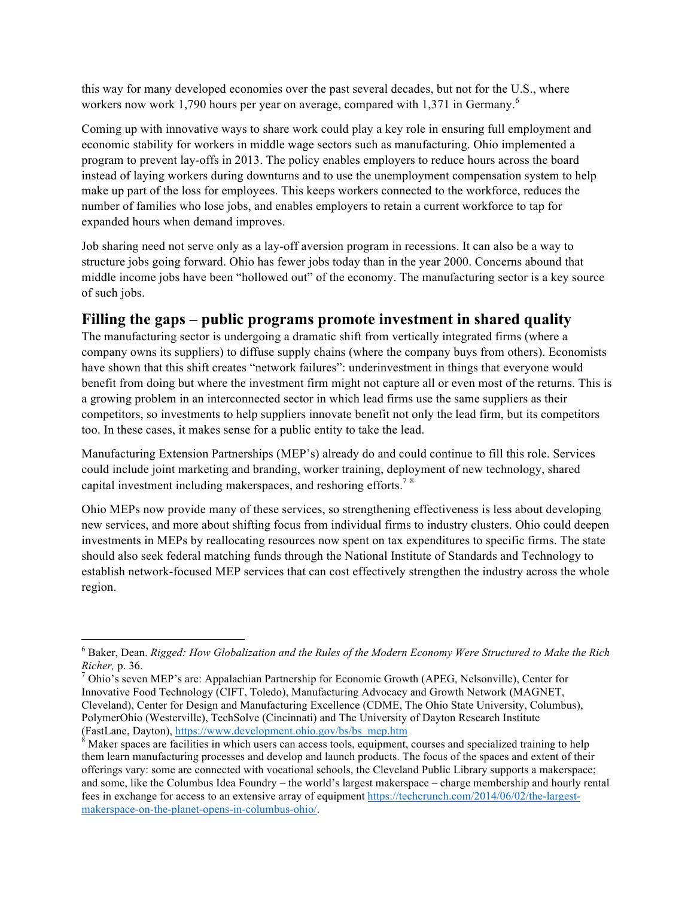this way for many developed economies over the past several decades, but not for the U.S., where workers now work 1,790 hours per year on average, compared with 1,371 in Germany.[6]

Coming up with innovative ways to share work could play a key role in ensuring full employment and economic stability for workers in middle wage sectors such as manufacturing. Ohio implemented a program to prevent lay-offs in 2013. The policy enables employers to reduce hours across the board instead of laying workers during downturns and to use the unemployment compensation system to help make up part of the loss for employees. This keeps workers connected to the workforce, reduces the number of families who lose jobs, and enables employers to retain a current workforce to tap for expanded hours when demand improves.

Job sharing need not serve only as a lay-off aversion program in recessions. It can also be a way to structure jobs going forward. Ohio has fewer jobs today than in the year 2000. Concerns abound that middle income jobs have been "hollowed out" of the economy. The manufacturing sector is a key source of such jobs.

## Filling the gaps – public programs promote investment in shared quality

The manufacturing sector is undergoing a dramatic shift from vertically integrated firms (where a company owns its suppliers) to diffuse supply chains (where the company buys from others). Economists have shown that this shift creates "network failures": underinvestment in things that everyone would benefit from doing but where the investment firm might not capture all or even most of the returns. This is a growing problem in an interconnected sector in which lead firms use the same suppliers as their competitors, so investments to help suppliers innovate benefit not only the lead firm, but its competitors too. In these cases, it makes sense for a public entity to take the lead.

Manufacturing Extension Partnerships (MEP's) already do and could continue to fill this role. Services could include joint marketing and branding, worker training, deployment of new technology, shared capital investment including makerspaces, and reshoring efforts.[7] [8]

Ohio MEPs now provide many of these services, so strengthening effectiveness is less about developing new services, and more about shifting focus from individual firms to industry clusters. Ohio could deepen investments in MEPs by reallocating resources now spent on tax expenditures to specific firms. The state should also seek federal matching funds through the National Institute of Standards and Technology to establish network-focused MEP services that can cost effectively strengthen the industry across the whole region.

---

[6] Baker, Dean. *Rigged: How Globalization and the Rules of the Modern Economy Were Structured to Make the Rich Richer,* p. 36.

[7] Ohio's seven MEP's are: Appalachian Partnership for Economic Growth (APEG, Nelsonville), Center for Innovative Food Technology (CIFT, Toledo), Manufacturing Advocacy and Growth Network (MAGNET, Cleveland), Center for Design and Manufacturing Excellence (CDME, The Ohio State University, Columbus), PolymerOhio (Westerville), TechSolve (Cincinnati) and The University of Dayton Research Institute (FastLane, Dayton), https://www.development.ohio.gov/bs/bs_mep.htm

[8] Maker spaces are facilities in which users can access tools, equipment, courses and specialized training to help them learn manufacturing processes and develop and launch products. The focus of the spaces and extent of their offerings vary: some are connected with vocational schools, the Cleveland Public Library supports a makerspace; and some, like the Columbus Idea Foundry – the world's largest makerspace – charge membership and hourly rental fees in exchange for access to an extensive array of equipment https://techcrunch.com/2014/06/02/the-largest-makerspace-on-the-planet-opens-in-columbus-ohio/.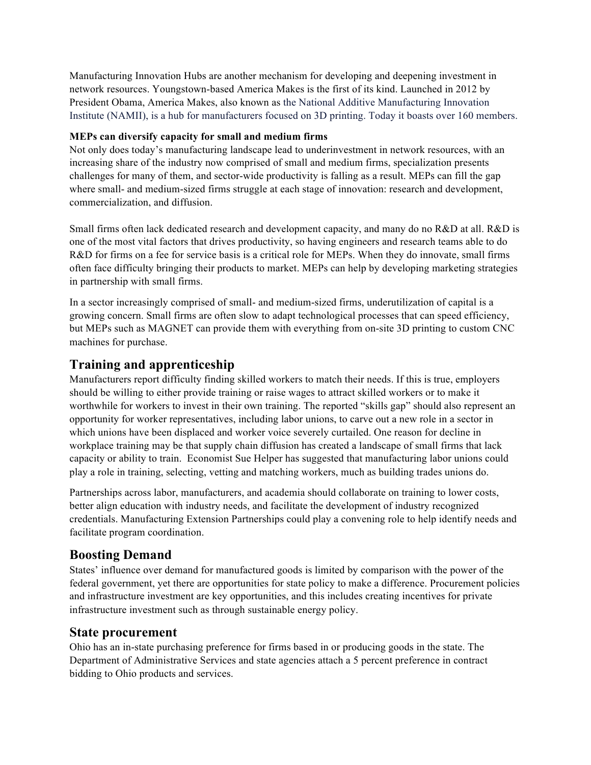Manufacturing Innovation Hubs are another mechanism for developing and deepening investment in network resources. Youngstown-based America Makes is the first of its kind. Launched in 2012 by President Obama, America Makes, also known as the National Additive Manufacturing Innovation Institute (NAMII), is a hub for manufacturers focused on 3D printing. Today it boasts over 160 members.

**MEPs can diversify capacity for small and medium firms**

Not only does today's manufacturing landscape lead to underinvestment in network resources, with an increasing share of the industry now comprised of small and medium firms, specialization presents challenges for many of them, and sector-wide productivity is falling as a result. MEPs can fill the gap where small- and medium-sized firms struggle at each stage of innovation: research and development, commercialization, and diffusion.

Small firms often lack dedicated research and development capacity, and many do no R&D at all. R&D is one of the most vital factors that drives productivity, so having engineers and research teams able to do R&D for firms on a fee for service basis is a critical role for MEPs. When they do innovate, small firms often face difficulty bringing their products to market. MEPs can help by developing marketing strategies in partnership with small firms.

In a sector increasingly comprised of small- and medium-sized firms, underutilization of capital is a growing concern. Small firms are often slow to adapt technological processes that can speed efficiency, but MEPs such as MAGNET can provide them with everything from on-site 3D printing to custom CNC machines for purchase.

## Training and apprenticeship

Manufacturers report difficulty finding skilled workers to match their needs. If this is true, employers should be willing to either provide training or raise wages to attract skilled workers or to make it worthwhile for workers to invest in their own training. The reported "skills gap" should also represent an opportunity for worker representatives, including labor unions, to carve out a new role in a sector in which unions have been displaced and worker voice severely curtailed. One reason for decline in workplace training may be that supply chain diffusion has created a landscape of small firms that lack capacity or ability to train. Economist Sue Helper has suggested that manufacturing labor unions could play a role in training, selecting, vetting and matching workers, much as building trades unions do.

Partnerships across labor, manufacturers, and academia should collaborate on training to lower costs, better align education with industry needs, and facilitate the development of industry recognized credentials. Manufacturing Extension Partnerships could play a convening role to help identify needs and facilitate program coordination.

## Boosting Demand

States' influence over demand for manufactured goods is limited by comparison with the power of the federal government, yet there are opportunities for state policy to make a difference. Procurement policies and infrastructure investment are key opportunities, and this includes creating incentives for private infrastructure investment such as through sustainable energy policy.

## State procurement

Ohio has an in-state purchasing preference for firms based in or producing goods in the state. The Department of Administrative Services and state agencies attach a 5 percent preference in contract bidding to Ohio products and services.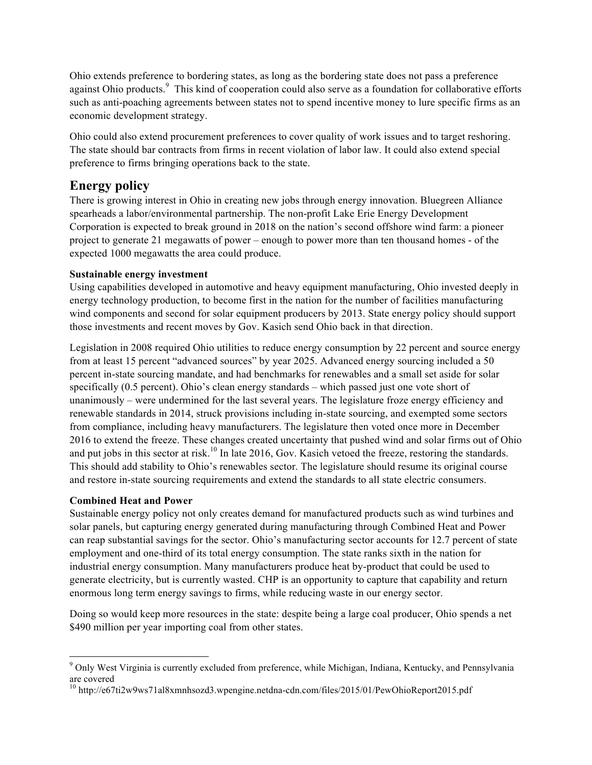Ohio extends preference to bordering states, as long as the bordering state does not pass a preference against Ohio products.[9] This kind of cooperation could also serve as a foundation for collaborative efforts such as anti-poaching agreements between states not to spend incentive money to lure specific firms as an economic development strategy.

Ohio could also extend procurement preferences to cover quality of work issues and to target reshoring. The state should bar contracts from firms in recent violation of labor law. It could also extend special preference to firms bringing operations back to the state.

## Energy policy

There is growing interest in Ohio in creating new jobs through energy innovation. Bluegreen Alliance spearheads a labor/environmental partnership. The non-profit Lake Erie Energy Development Corporation is expected to break ground in 2018 on the nation's second offshore wind farm: a pioneer project to generate 21 megawatts of power – enough to power more than ten thousand homes - of the expected 1000 megawatts the area could produce.

**Sustainable energy investment**

Using capabilities developed in automotive and heavy equipment manufacturing, Ohio invested deeply in energy technology production, to become first in the nation for the number of facilities manufacturing wind components and second for solar equipment producers by 2013. State energy policy should support those investments and recent moves by Gov. Kasich send Ohio back in that direction.

Legislation in 2008 required Ohio utilities to reduce energy consumption by 22 percent and source energy from at least 15 percent "advanced sources" by year 2025. Advanced energy sourcing included a 50 percent in-state sourcing mandate, and had benchmarks for renewables and a small set aside for solar specifically (0.5 percent). Ohio's clean energy standards – which passed just one vote short of unanimously – were undermined for the last several years. The legislature froze energy efficiency and renewable standards in 2014, struck provisions including in-state sourcing, and exempted some sectors from compliance, including heavy manufacturers. The legislature then voted once more in December 2016 to extend the freeze. These changes created uncertainty that pushed wind and solar firms out of Ohio and put jobs in this sector at risk.[10] In late 2016, Gov. Kasich vetoed the freeze, restoring the standards. This should add stability to Ohio's renewables sector. The legislature should resume its original course and restore in-state sourcing requirements and extend the standards to all state electric consumers.

**Combined Heat and Power**

Sustainable energy policy not only creates demand for manufactured products such as wind turbines and solar panels, but capturing energy generated during manufacturing through Combined Heat and Power can reap substantial savings for the sector. Ohio's manufacturing sector accounts for 12.7 percent of state employment and one-third of its total energy consumption. The state ranks sixth in the nation for industrial energy consumption. Many manufacturers produce heat by-product that could be used to generate electricity, but is currently wasted. CHP is an opportunity to capture that capability and return enormous long term energy savings to firms, while reducing waste in our energy sector.

Doing so would keep more resources in the state: despite being a large coal producer, Ohio spends a net $490 million per year importing coal from other states.

---

[9] Only West Virginia is currently excluded from preference, while Michigan, Indiana, Kentucky, and Pennsylvania are covered

[10] http://e67ti2w9ws71al8xmnhsozd3.wpengine.netdna-cdn.com/files/2015/01/PewOhioReport2015.pdf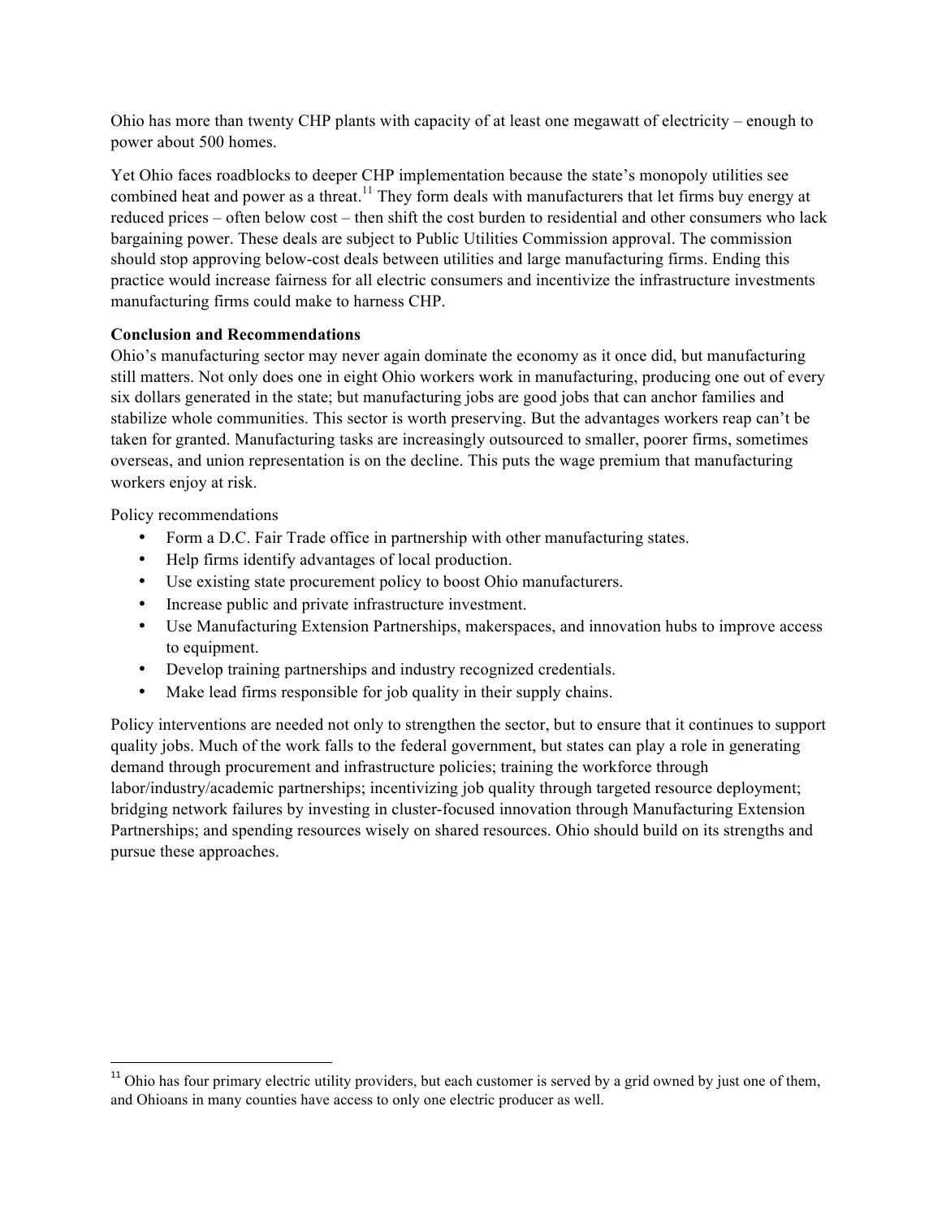Ohio has more than twenty CHP plants with capacity of at least one megawatt of electricity – enough to power about 500 homes.

Yet Ohio faces roadblocks to deeper CHP implementation because the state's monopoly utilities see combined heat and power as a threat.[11] They form deals with manufacturers that let firms buy energy at reduced prices – often below cost – then shift the cost burden to residential and other consumers who lack bargaining power. These deals are subject to Public Utilities Commission approval. The commission should stop approving below-cost deals between utilities and large manufacturing firms. Ending this practice would increase fairness for all electric consumers and incentivize the infrastructure investments manufacturing firms could make to harness CHP.

**Conclusion and Recommendations**

Ohio's manufacturing sector may never again dominate the economy as it once did, but manufacturing still matters. Not only does one in eight Ohio workers work in manufacturing, producing one out of every six dollars generated in the state; but manufacturing jobs are good jobs that can anchor families and stabilize whole communities. This sector is worth preserving. But the advantages workers reap can't be taken for granted. Manufacturing tasks are increasingly outsourced to smaller, poorer firms, sometimes overseas, and union representation is on the decline. This puts the wage premium that manufacturing workers enjoy at risk.

Policy recommendations

- Form a D.C. Fair Trade office in partnership with other manufacturing states.
- Help firms identify advantages of local production.
- Use existing state procurement policy to boost Ohio manufacturers.
- Increase public and private infrastructure investment.
- Use Manufacturing Extension Partnerships, makerspaces, and innovation hubs to improve access to equipment.
- Develop training partnerships and industry recognized credentials.
- Make lead firms responsible for job quality in their supply chains.

Policy interventions are needed not only to strengthen the sector, but to ensure that it continues to support quality jobs. Much of the work falls to the federal government, but states can play a role in generating demand through procurement and infrastructure policies; training the workforce through labor/industry/academic partnerships; incentivizing job quality through targeted resource deployment; bridging network failures by investing in cluster-focused innovation through Manufacturing Extension Partnerships; and spending resources wisely on shared resources. Ohio should build on its strengths and pursue these approaches.

[11] Ohio has four primary electric utility providers, but each customer is served by a grid owned by just one of them, and Ohioans in many counties have access to only one electric producer as well.